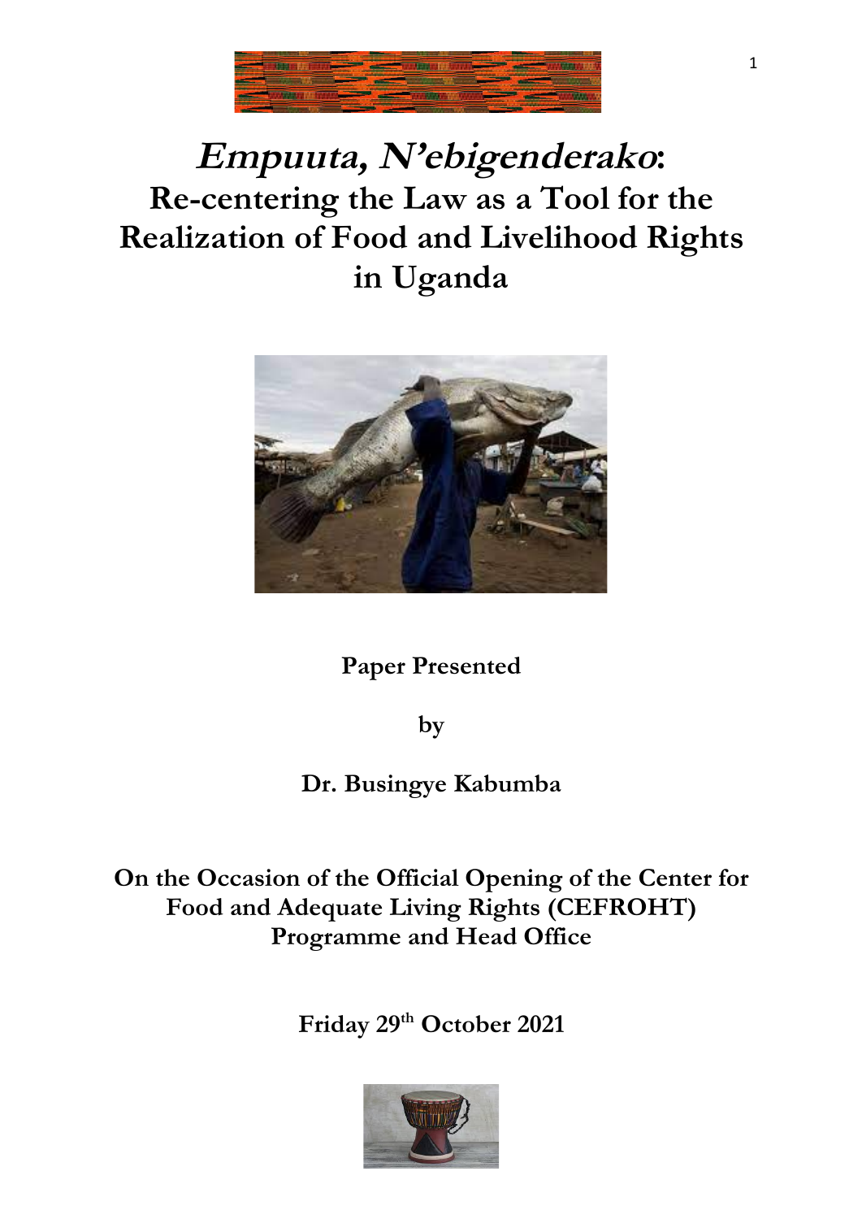# *Empuuta, N'ebigenderako*: Re-centering the Law as a Tool for the Realization of Food and Livelihood Rights in Uganda

**Paper Presented**

**by**

**Dr. Busingye Kabumba**

**On the Occasion of the Official Opening of the Center for Food and Adequate Living Rights (CEFROHT) Programme and Head Office**

**Friday 29th October 2021**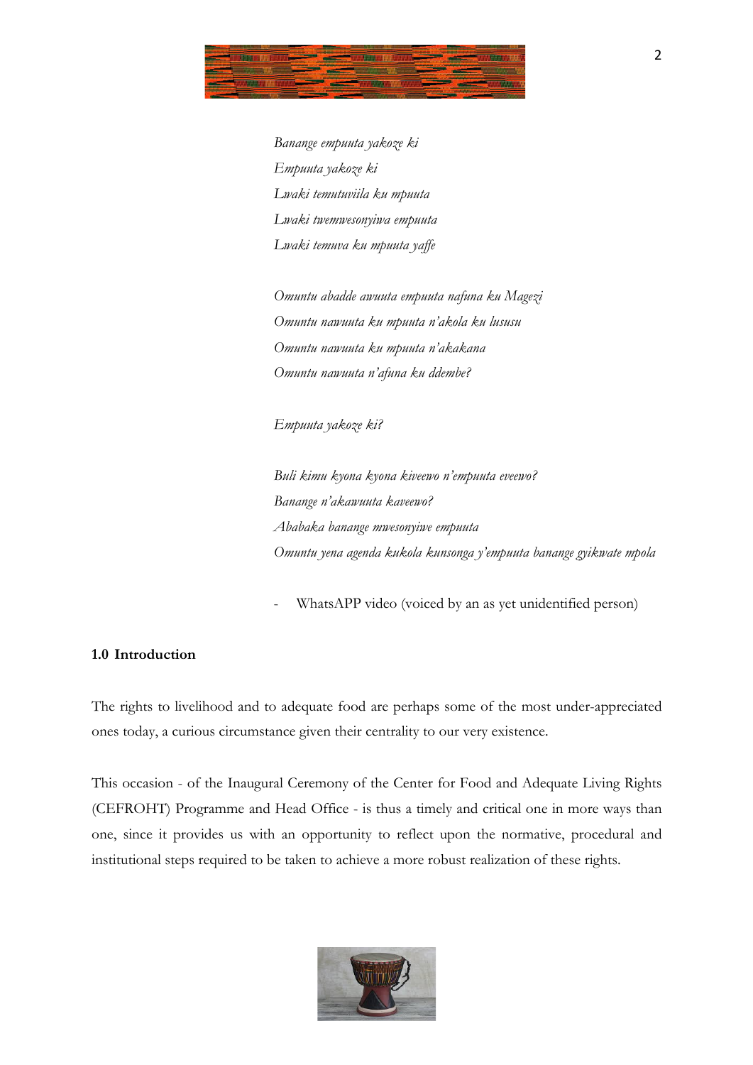*Banange empuuta yakoze ki*
*Empuuta yakoze ki*
*Lwaki temutuviila ku mpuuta*
*Lwaki twemwesonyiwa empuuta*
*Lwaki temuva ku mpuuta yaffe*

*Omuntu abadde awuuta empuuta nafuna ku Magezi*
*Omuntu nawuuta ku mpuuta n'akola ku lususu*
*Omuntu nawuuta ku mpuuta n'akakana*
*Omuntu nawuuta n'afuna ku ddembe?*

*Empuuta yakoze ki?*

*Buli kimu kyona kyona kiveewo n'empuuta eveewo?*
*Banange n'akawuuta kaveewo?*
*Ababaka banange mwesonyiwe empuuta*
*Omuntu yena agenda kukola kunsonga y'empuuta banange gyikwate mpola*

- WhatsAPP video (voiced by an as yet unidentified person)

## 1.0 Introduction

The rights to livelihood and to adequate food are perhaps some of the most under-appreciated ones today, a curious circumstance given their centrality to our very existence.

This occasion - of the Inaugural Ceremony of the Center for Food and Adequate Living Rights (CEFROHT) Programme and Head Office - is thus a timely and critical one in more ways than one, since it provides us with an opportunity to reflect upon the normative, procedural and institutional steps required to be taken to achieve a more robust realization of these rights.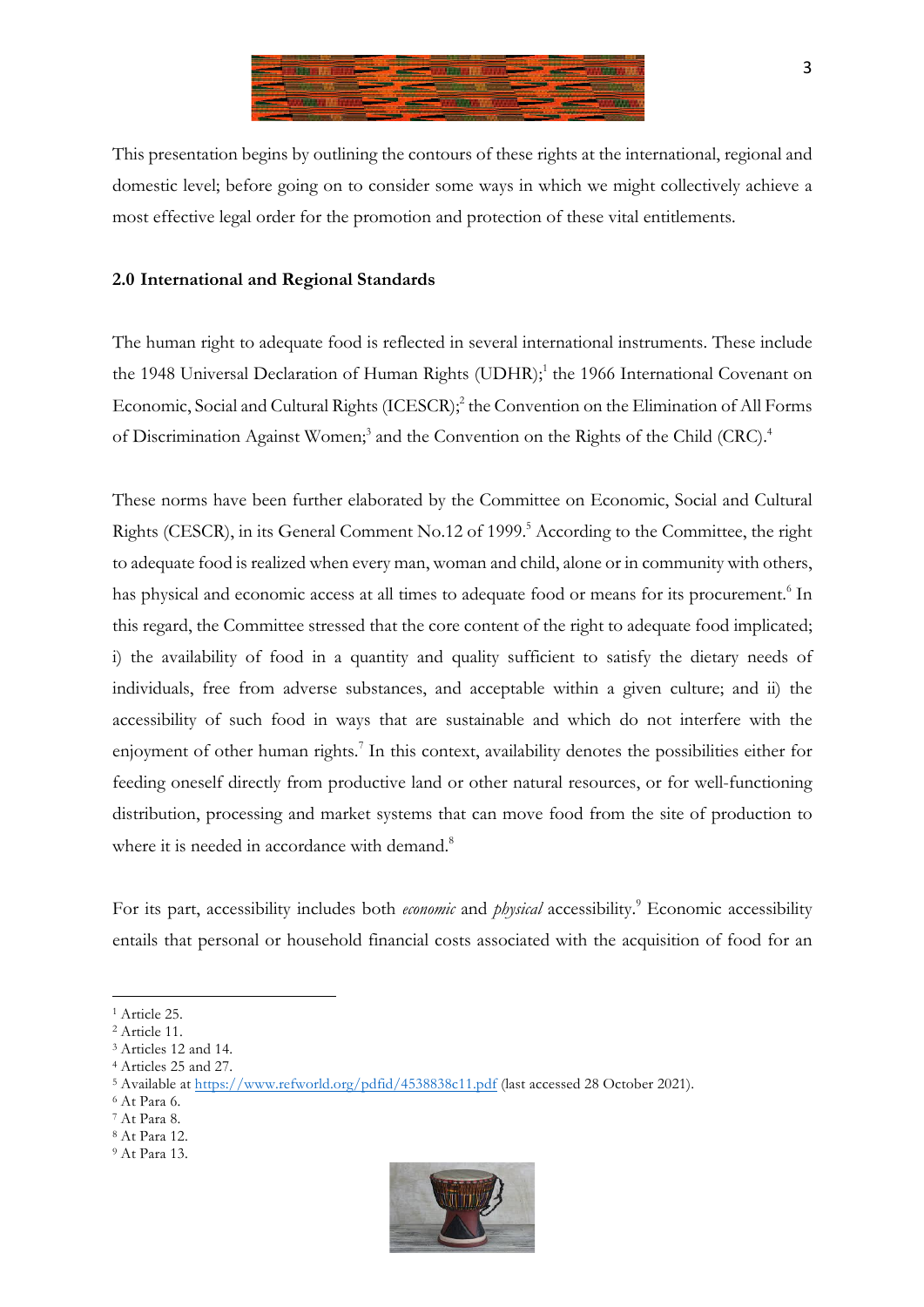This presentation begins by outlining the contours of these rights at the international, regional and domestic level; before going on to consider some ways in which we might collectively achieve a most effective legal order for the promotion and protection of these vital entitlements.

## 2.0 International and Regional Standards

The human right to adequate food is reflected in several international instruments. These include the 1948 Universal Declaration of Human Rights (UDHR);[1] the 1966 International Covenant on Economic, Social and Cultural Rights (ICESCR);[2] the Convention on the Elimination of All Forms of Discrimination Against Women;[3] and the Convention on the Rights of the Child (CRC).[4]

These norms have been further elaborated by the Committee on Economic, Social and Cultural Rights (CESCR), in its General Comment No.12 of 1999.[5] According to the Committee, the right to adequate food is realized when every man, woman and child, alone or in community with others, has physical and economic access at all times to adequate food or means for its procurement.[6] In this regard, the Committee stressed that the core content of the right to adequate food implicated; i) the availability of food in a quantity and quality sufficient to satisfy the dietary needs of individuals, free from adverse substances, and acceptable within a given culture; and ii) the accessibility of such food in ways that are sustainable and which do not interfere with the enjoyment of other human rights.[7] In this context, availability denotes the possibilities either for feeding oneself directly from productive land or other natural resources, or for well-functioning distribution, processing and market systems that can move food from the site of production to where it is needed in accordance with demand.[8]

For its part, accessibility includes both *economic* and *physical* accessibility.[9] Economic accessibility entails that personal or household financial costs associated with the acquisition of food for an

---

[1] Article 25.
[2] Article 11.
[3] Articles 12 and 14.
[4] Articles 25 and 27.
[5] Available at https://www.refworld.org/pdfid/4538838c11.pdf (last accessed 28 October 2021).
[6] At Para 6.
[7] At Para 8.
[8] At Para 12.
[9] At Para 13.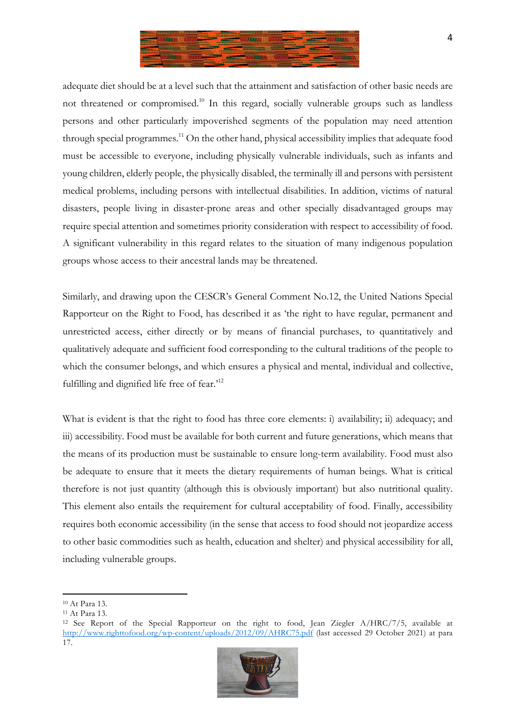adequate diet should be at a level such that the attainment and satisfaction of other basic needs are not threatened or compromised.[10] In this regard, socially vulnerable groups such as landless persons and other particularly impoverished segments of the population may need attention through special programmes.[11] On the other hand, physical accessibility implies that adequate food must be accessible to everyone, including physically vulnerable individuals, such as infants and young children, elderly people, the physically disabled, the terminally ill and persons with persistent medical problems, including persons with intellectual disabilities. In addition, victims of natural disasters, people living in disaster-prone areas and other specially disadvantaged groups may require special attention and sometimes priority consideration with respect to accessibility of food. A significant vulnerability in this regard relates to the situation of many indigenous population groups whose access to their ancestral lands may be threatened.

Similarly, and drawing upon the CESCR's General Comment No.12, the United Nations Special Rapporteur on the Right to Food, has described it as 'the right to have regular, permanent and unrestricted access, either directly or by means of financial purchases, to quantitatively and qualitatively adequate and sufficient food corresponding to the cultural traditions of the people to which the consumer belongs, and which ensures a physical and mental, individual and collective, fulfilling and dignified life free of fear.'[12]

What is evident is that the right to food has three core elements: i) availability; ii) adequacy; and iii) accessibility. Food must be available for both current and future generations, which means that the means of its production must be sustainable to ensure long-term availability. Food must also be adequate to ensure that it meets the dietary requirements of human beings. What is critical therefore is not just quantity (although this is obviously important) but also nutritional quality. This element also entails the requirement for cultural acceptability of food. Finally, accessibility requires both economic accessibility (in the sense that access to food should not jeopardize access to other basic commodities such as health, education and shelter) and physical accessibility for all, including vulnerable groups.

---

[10] At Para 13.

[11] At Para 13.

[12] See Report of the Special Rapporteur on the right to food, Jean Ziegler A/HRC/7/5, available at http://www.righttofood.org/wp-content/uploads/2012/09/AHRC75.pdf (last accessed 29 October 2021) at para 17.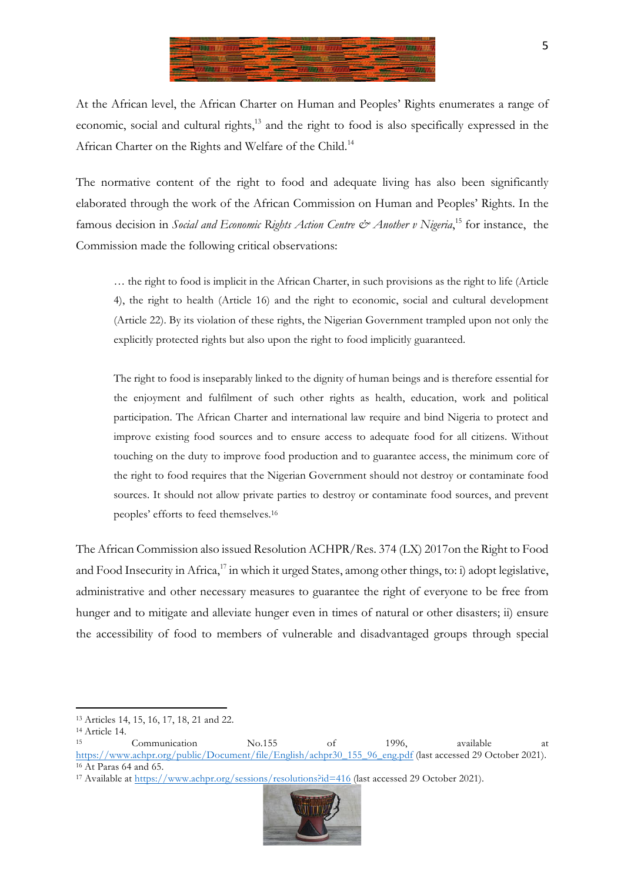At the African level, the African Charter on Human and Peoples' Rights enumerates a range of economic, social and cultural rights,[13] and the right to food is also specifically expressed in the African Charter on the Rights and Welfare of the Child.[14]

The normative content of the right to food and adequate living has also been significantly elaborated through the work of the African Commission on Human and Peoples' Rights. In the famous decision in *Social and Economic Rights Action Centre & Another v Nigeria*,[15] for instance, the Commission made the following critical observations:

> … the right to food is implicit in the African Charter, in such provisions as the right to life (Article 4), the right to health (Article 16) and the right to economic, social and cultural development (Article 22). By its violation of these rights, the Nigerian Government trampled upon not only the explicitly protected rights but also upon the right to food implicitly guaranteed.
>
> The right to food is inseparably linked to the dignity of human beings and is therefore essential for the enjoyment and fulfilment of such other rights as health, education, work and political participation. The African Charter and international law require and bind Nigeria to protect and improve existing food sources and to ensure access to adequate food for all citizens. Without touching on the duty to improve food production and to guarantee access, the minimum core of the right to food requires that the Nigerian Government should not destroy or contaminate food sources. It should not allow private parties to destroy or contaminate food sources, and prevent peoples' efforts to feed themselves.[16]

The African Commission also issued Resolution ACHPR/Res. 374 (LX) 2017on the Right to Food and Food Insecurity in Africa,[17] in which it urged States, among other things, to: i) adopt legislative, administrative and other necessary measures to guarantee the right of everyone to be free from hunger and to mitigate and alleviate hunger even in times of natural or other disasters; ii) ensure the accessibility of food to members of vulnerable and disadvantaged groups through special

---

[13] Articles 14, 15, 16, 17, 18, 21 and 22.

[14] Article 14.

[15] Communication No.155 of 1996, available at https://www.achpr.org/public/Document/file/English/achpr30_155_96_eng.pdf (last accessed 29 October 2021).

[16] At Paras 64 and 65.

[17] Available at https://www.achpr.org/sessions/resolutions?id=416 (last accessed 29 October 2021).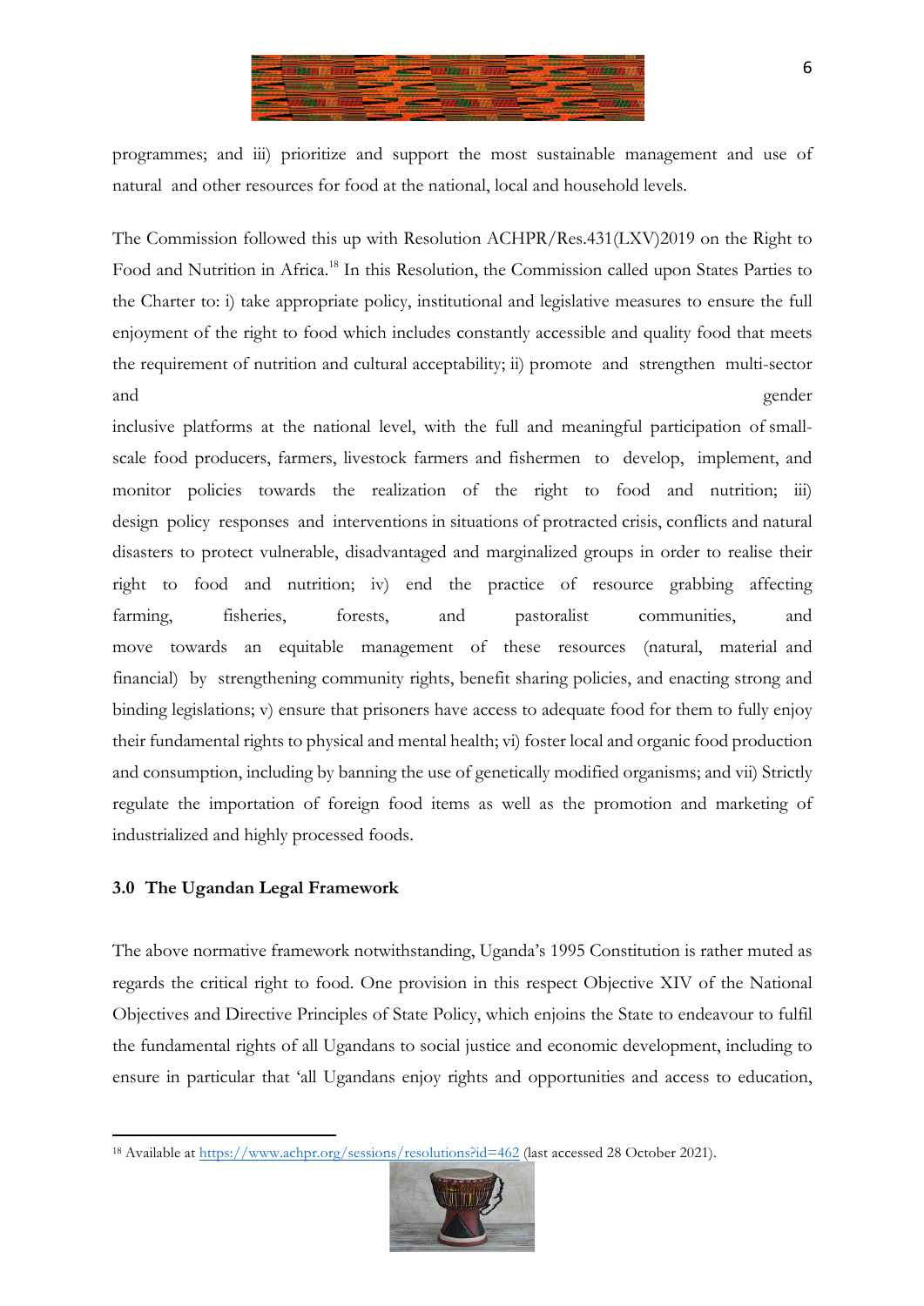programmes; and iii) prioritize and support the most sustainable management and use of natural and other resources for food at the national, local and household levels.

The Commission followed this up with Resolution ACHPR/Res.431(LXV)2019 on the Right to Food and Nutrition in Africa.[18] In this Resolution, the Commission called upon States Parties to the Charter to: i) take appropriate policy, institutional and legislative measures to ensure the full enjoyment of the right to food which includes constantly accessible and quality food that meets the requirement of nutrition and cultural acceptability; ii) promote and strengthen multi-sector and gender inclusive platforms at the national level, with the full and meaningful participation of small-scale food producers, farmers, livestock farmers and fishermen to develop, implement, and monitor policies towards the realization of the right to food and nutrition; iii) design policy responses and interventions in situations of protracted crisis, conflicts and natural disasters to protect vulnerable, disadvantaged and marginalized groups in order to realise their right to food and nutrition; iv) end the practice of resource grabbing affecting farming, fisheries, forests, and pastoralist communities, and move towards an equitable management of these resources (natural, material and financial) by strengthening community rights, benefit sharing policies, and enacting strong and binding legislations; v) ensure that prisoners have access to adequate food for them to fully enjoy their fundamental rights to physical and mental health; vi) foster local and organic food production and consumption, including by banning the use of genetically modified organisms; and vii) Strictly regulate the importation of foreign food items as well as the promotion and marketing of industrialized and highly processed foods.

### 3.0 The Ugandan Legal Framework

The above normative framework notwithstanding, Uganda's 1995 Constitution is rather muted as regards the critical right to food. One provision in this respect Objective XIV of the National Objectives and Directive Principles of State Policy, which enjoins the State to endeavour to fulfil the fundamental rights of all Ugandans to social justice and economic development, including to ensure in particular that 'all Ugandans enjoy rights and opportunities and access to education,

---

[18] Available at https://www.achpr.org/sessions/resolutions?id=462 (last accessed 28 October 2021).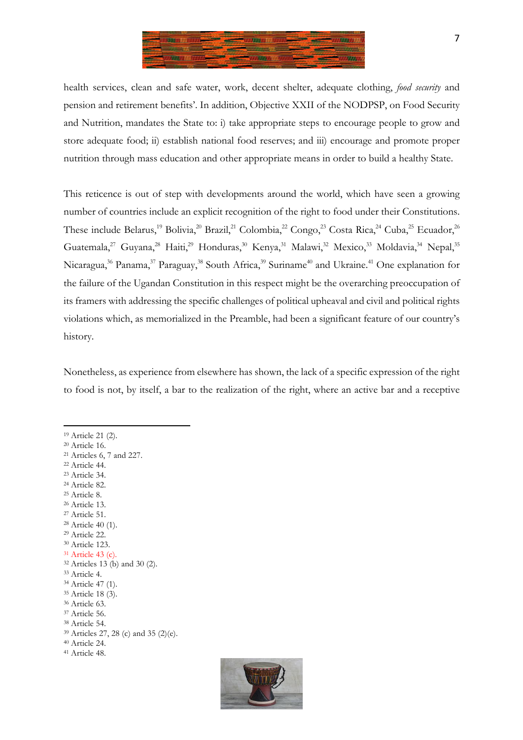health services, clean and safe water, work, decent shelter, adequate clothing, *food security* and pension and retirement benefits'. In addition, Objective XXII of the NODPSP, on Food Security and Nutrition, mandates the State to: i) take appropriate steps to encourage people to grow and store adequate food; ii) establish national food reserves; and iii) encourage and promote proper nutrition through mass education and other appropriate means in order to build a healthy State.

This reticence is out of step with developments around the world, which have seen a growing number of countries include an explicit recognition of the right to food under their Constitutions. These include Belarus,[19] Bolivia,[20] Brazil,[21] Colombia,[22] Congo,[23] Costa Rica,[24] Cuba,[25] Ecuador,[26] Guatemala,[27] Guyana,[28] Haiti,[29] Honduras,[30] Kenya,[31] Malawi,[32] Mexico,[33] Moldavia,[34] Nepal,[35] Nicaragua,[36] Panama,[37] Paraguay,[38] South Africa,[39] Suriname[40] and Ukraine.[41] One explanation for the failure of the Ugandan Constitution in this respect might be the overarching preoccupation of its framers with addressing the specific challenges of political upheaval and civil and political rights violations which, as memorialized in the Preamble, had been a significant feature of our country's history.

Nonetheless, as experience from elsewhere has shown, the lack of a specific expression of the right to food is not, by itself, a bar to the realization of the right, where an active bar and a receptive

---

[19] Article 21 (2).
[20] Article 16.
[21] Articles 6, 7 and 227.
[22] Article 44.
[23] Article 34.
[24] Article 82.
[25] Article 8.
[26] Article 13.
[27] Article 51.
[28] Article 40 (1).
[29] Article 22.
[30] Article 123.
[31] Article 43 (c).
[32] Articles 13 (b) and 30 (2).
[33] Article 4.
[34] Article 47 (1).
[35] Article 18 (3).
[36] Article 63.
[37] Article 56.
[38] Article 54.
[39] Articles 27, 28 (c) and 35 (2)(e).
[40] Article 24.
[41] Article 48.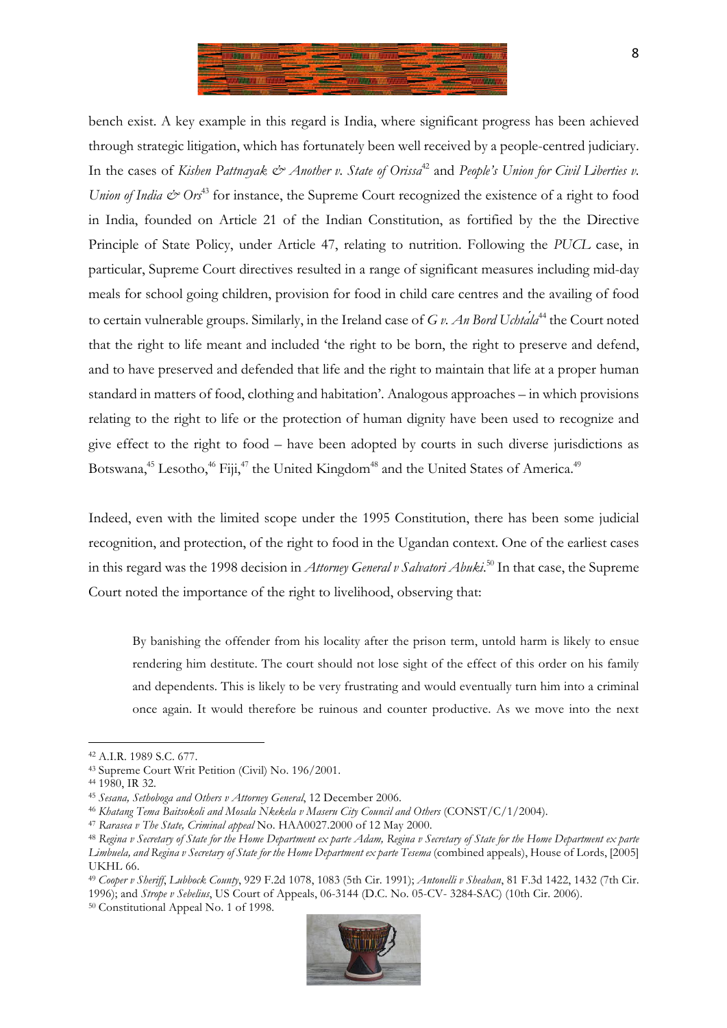bench exist. A key example in this regard is India, where significant progress has been achieved through strategic litigation, which has fortunately been well received by a people-centred judiciary. In the cases of *Kishen Pattnayak & Another v. State of Orissa*[42] and *People's Union for Civil Liberties v. Union of India & Ors*[43] for instance, the Supreme Court recognized the existence of a right to food in India, founded on Article 21 of the Indian Constitution, as fortified by the the Directive Principle of State Policy, under Article 47, relating to nutrition. Following the *PUCL* case, in particular, Supreme Court directives resulted in a range of significant measures including mid-day meals for school going children, provision for food in child care centres and the availing of food to certain vulnerable groups. Similarly, in the Ireland case of *G v. An Bord Uchtála*[44] the Court noted that the right to life meant and included 'the right to be born, the right to preserve and defend, and to have preserved and defended that life and the right to maintain that life at a proper human standard in matters of food, clothing and habitation'. Analogous approaches – in which provisions relating to the right to life or the protection of human dignity have been used to recognize and give effect to the right to food – have been adopted by courts in such diverse jurisdictions as Botswana,[45] Lesotho,[46] Fiji,[47] the United Kingdom[48] and the United States of America.[49]

Indeed, even with the limited scope under the 1995 Constitution, there has been some judicial recognition, and protection, of the right to food in the Ugandan context. One of the earliest cases in this regard was the 1998 decision in *Attorney General v Salvatori Abuki*.[50] In that case, the Supreme Court noted the importance of the right to livelihood, observing that:

> By banishing the offender from his locality after the prison term, untold harm is likely to ensue rendering him destitute. The court should not lose sight of the effect of this order on his family and dependents. This is likely to be very frustrating and would eventually turn him into a criminal once again. It would therefore be ruinous and counter productive. As we move into the next

---

[42] A.I.R. 1989 S.C. 677.

[43] Supreme Court Writ Petition (Civil) No. 196/2001.

[44] 1980, IR 32.

[45] *Sesana, Sethoboga and Others v Attorney General*, 12 December 2006.

[46] *Khatang Tema Baitsokoli and Mosala Nkekela v Maseru City Council and Others* (CONST/C/1/2004).

[47] *Rarasea v The State, Criminal appeal* No. HAA0027.2000 of 12 May 2000.

[48] *Regina v Secretary of State for the Home Department ex parte Adam, Regina v Secretary of State for the Home Department ex parte Limbuela, and Regina v Secretary of State for the Home Department ex parte Tesema* (combined appeals), House of Lords, [2005] UKHL 66.

[49] *Cooper v Sheriff, Lubbock County*, 929 F.2d 1078, 1083 (5th Cir. 1991); *Antonelli v Sheahan*, 81 F.3d 1422, 1432 (7th Cir. 1996); and *Strope v Sebelius*, US Court of Appeals, 06-3144 (D.C. No. 05-CV- 3284-SAC) (10th Cir. 2006).

[50] Constitutional Appeal No. 1 of 1998.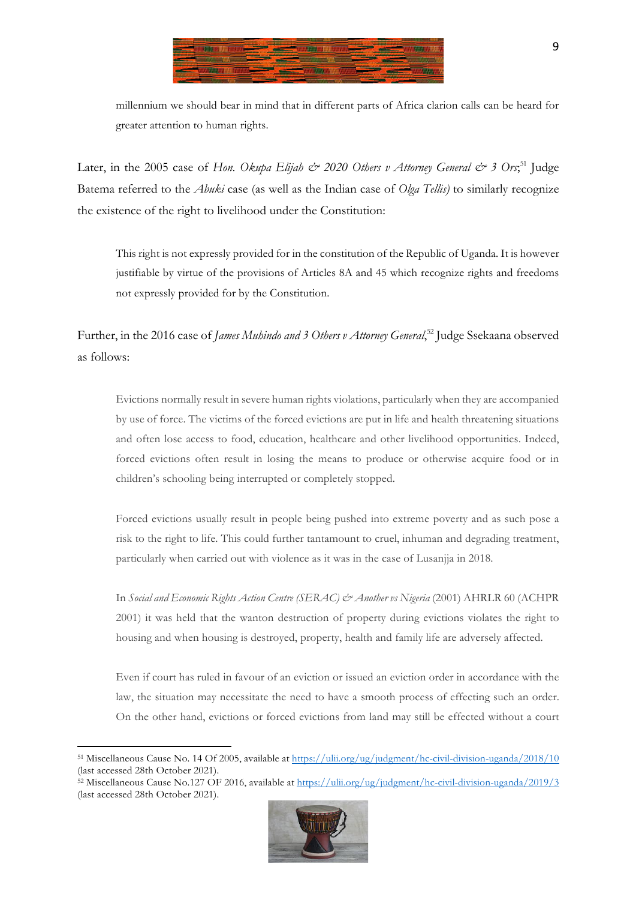> millennium we should bear in mind that in different parts of Africa clarion calls can be heard for greater attention to human rights.

Later, in the 2005 case of *Hon. Okupa Elijah & 2020 Others v Attorney General & 3 Ors*;[51] Judge Batema referred to the *Abuki* case (as well as the Indian case of *Olga Tellis)* to similarly recognize the existence of the right to livelihood under the Constitution:

> This right is not expressly provided for in the constitution of the Republic of Uganda. It is however justifiable by virtue of the provisions of Articles 8A and 45 which recognize rights and freedoms not expressly provided for by the Constitution.

Further, in the 2016 case of *James Muhindo and 3 Others v Attorney General*,[52] Judge Ssekaana observed as follows:

> Evictions normally result in severe human rights violations, particularly when they are accompanied by use of force. The victims of the forced evictions are put in life and health threatening situations and often lose access to food, education, healthcare and other livelihood opportunities. Indeed, forced evictions often result in losing the means to produce or otherwise acquire food or in children's schooling being interrupted or completely stopped.
>
> Forced evictions usually result in people being pushed into extreme poverty and as such pose a risk to the right to life. This could further tantamount to cruel, inhuman and degrading treatment, particularly when carried out with violence as it was in the case of Lusanjja in 2018.
>
> In *Social and Economic Rights Action Centre (SERAC) & Another vs Nigeria* (2001) AHRLR 60 (ACHPR 2001) it was held that the wanton destruction of property during evictions violates the right to housing and when housing is destroyed, property, health and family life are adversely affected.
>
> Even if court has ruled in favour of an eviction or issued an eviction order in accordance with the law, the situation may necessitate the need to have a smooth process of effecting such an order. On the other hand, evictions or forced evictions from land may still be effected without a court

---

[51] Miscellaneous Cause No. 14 Of 2005, available at https://ulii.org/ug/judgment/hc-civil-division-uganda/2018/10 (last accessed 28th October 2021).

[52] Miscellaneous Cause No.127 OF 2016, available at https://ulii.org/ug/judgment/hc-civil-division-uganda/2019/3 (last accessed 28th October 2021).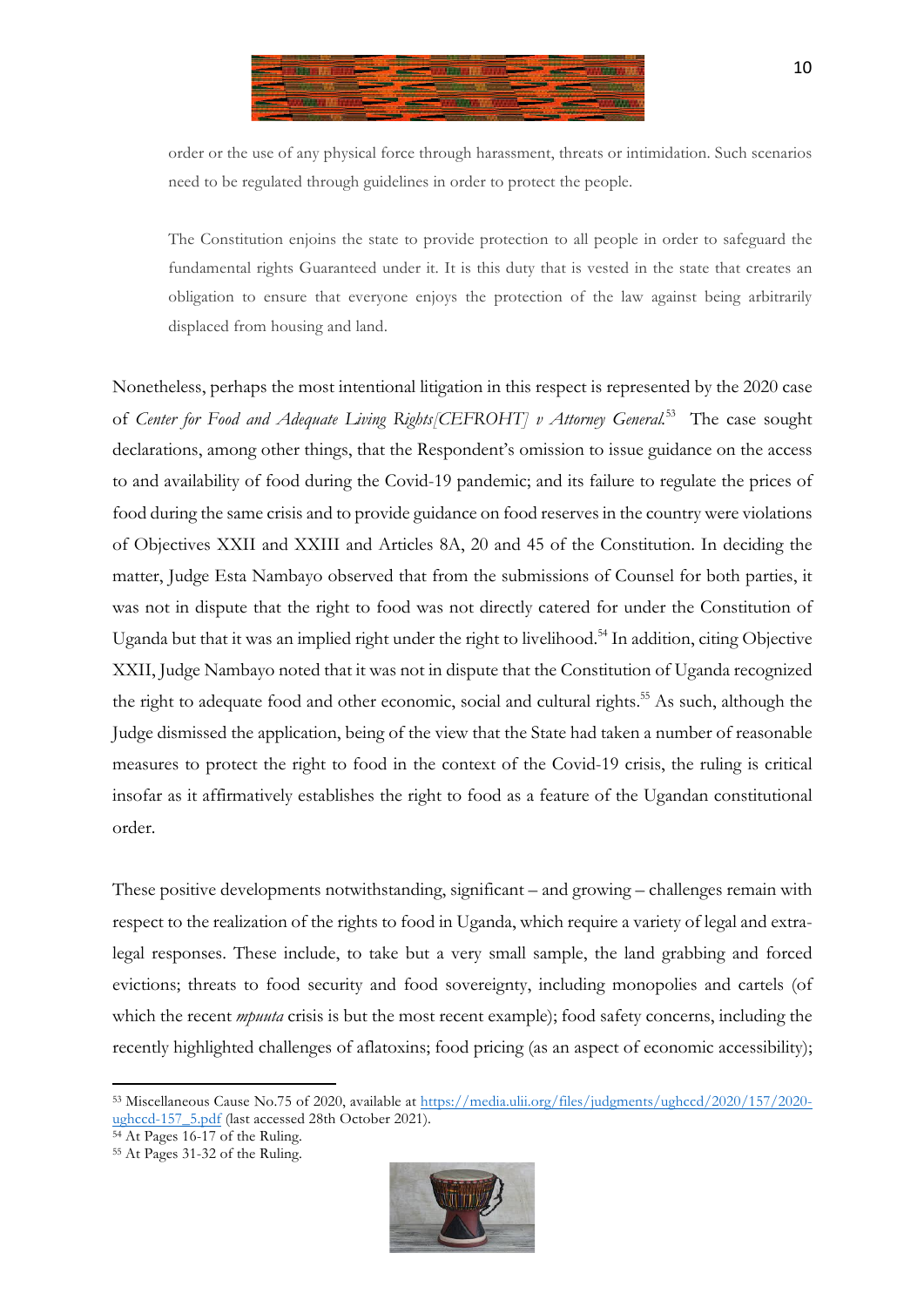order or the use of any physical force through harassment, threats or intimidation. Such scenarios need to be regulated through guidelines in order to protect the people.

> The Constitution enjoins the state to provide protection to all people in order to safeguard the fundamental rights Guaranteed under it. It is this duty that is vested in the state that creates an obligation to ensure that everyone enjoys the protection of the law against being arbitrarily displaced from housing and land.

Nonetheless, perhaps the most intentional litigation in this respect is represented by the 2020 case of *Center for Food and Adequate Living Rights[CEFROHT] v Attorney General.*[53] The case sought declarations, among other things, that the Respondent's omission to issue guidance on the access to and availability of food during the Covid-19 pandemic; and its failure to regulate the prices of food during the same crisis and to provide guidance on food reserves in the country were violations of Objectives XXII and XXIII and Articles 8A, 20 and 45 of the Constitution. In deciding the matter, Judge Esta Nambayo observed that from the submissions of Counsel for both parties, it was not in dispute that the right to food was not directly catered for under the Constitution of Uganda but that it was an implied right under the right to livelihood.[54] In addition, citing Objective XXII, Judge Nambayo noted that it was not in dispute that the Constitution of Uganda recognized the right to adequate food and other economic, social and cultural rights.[55] As such, although the Judge dismissed the application, being of the view that the State had taken a number of reasonable measures to protect the right to food in the context of the Covid-19 crisis, the ruling is critical insofar as it affirmatively establishes the right to food as a feature of the Ugandan constitutional order.

These positive developments notwithstanding, significant – and growing – challenges remain with respect to the realization of the rights to food in Uganda, which require a variety of legal and extra-legal responses. These include, to take but a very small sample, the land grabbing and forced evictions; threats to food security and food sovereignty, including monopolies and cartels (of which the recent *mpuuta* crisis is but the most recent example); food safety concerns, including the recently highlighted challenges of aflatoxins; food pricing (as an aspect of economic accessibility);

---

[53] Miscellaneous Cause No.75 of 2020, available at https://media.ulii.org/files/judgments/ughccd/2020/157/2020-ughccd-157_5.pdf (last accessed 28th October 2021).

[54] At Pages 16-17 of the Ruling.

[55] At Pages 31-32 of the Ruling.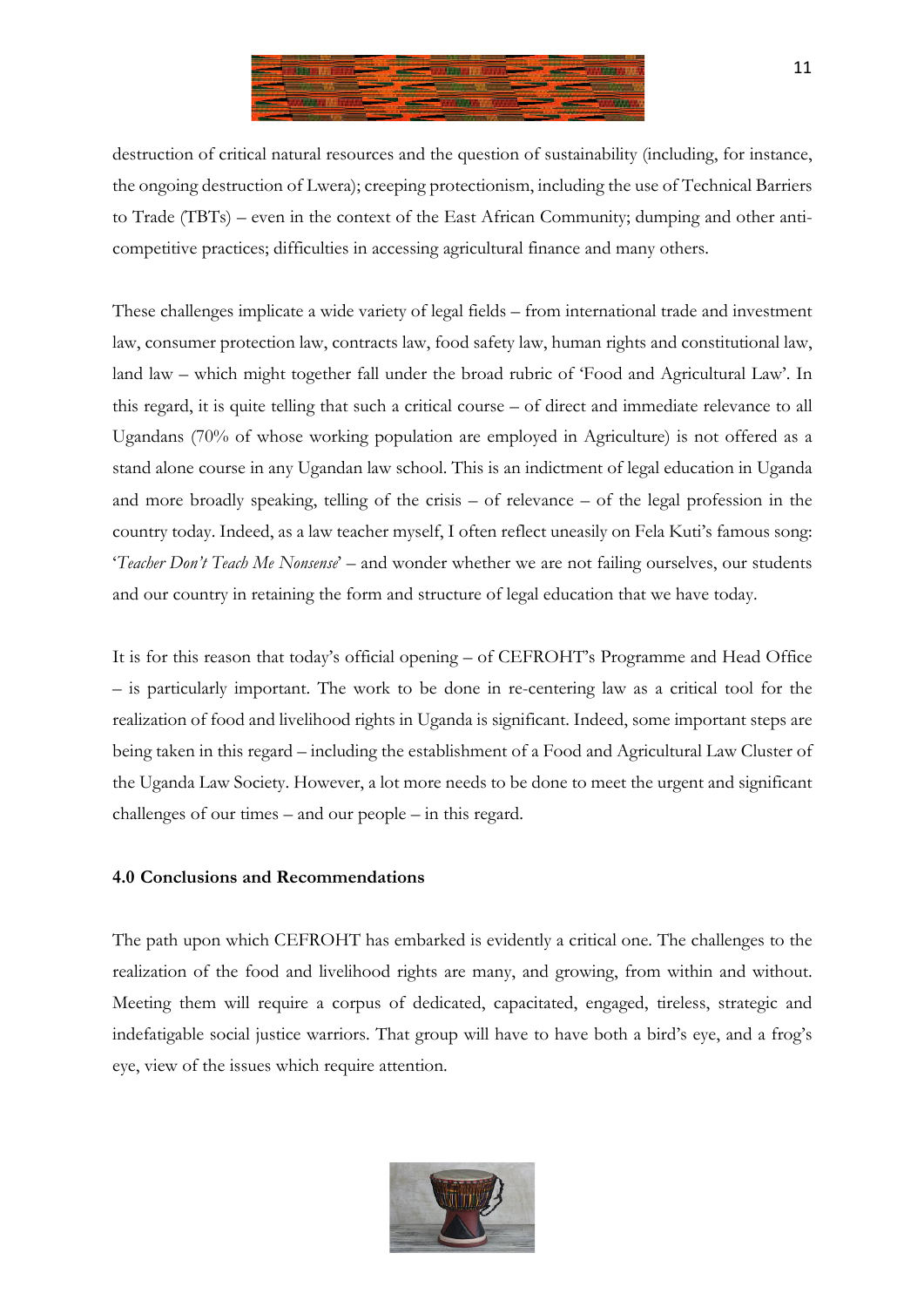destruction of critical natural resources and the question of sustainability (including, for instance, the ongoing destruction of Lwera); creeping protectionism, including the use of Technical Barriers to Trade (TBTs) – even in the context of the East African Community; dumping and other anti-competitive practices; difficulties in accessing agricultural finance and many others.

These challenges implicate a wide variety of legal fields – from international trade and investment law, consumer protection law, contracts law, food safety law, human rights and constitutional law, land law – which might together fall under the broad rubric of 'Food and Agricultural Law'. In this regard, it is quite telling that such a critical course – of direct and immediate relevance to all Ugandans (70% of whose working population are employed in Agriculture) is not offered as a stand alone course in any Ugandan law school. This is an indictment of legal education in Uganda and more broadly speaking, telling of the crisis – of relevance – of the legal profession in the country today. Indeed, as a law teacher myself, I often reflect uneasily on Fela Kuti's famous song: '*Teacher Don't Teach Me Nonsense*' – and wonder whether we are not failing ourselves, our students and our country in retaining the form and structure of legal education that we have today.

It is for this reason that today's official opening – of CEFROHT's Programme and Head Office – is particularly important. The work to be done in re-centering law as a critical tool for the realization of food and livelihood rights in Uganda is significant. Indeed, some important steps are being taken in this regard – including the establishment of a Food and Agricultural Law Cluster of the Uganda Law Society. However, a lot more needs to be done to meet the urgent and significant challenges of our times – and our people – in this regard.

### 4.0 Conclusions and Recommendations

The path upon which CEFROHT has embarked is evidently a critical one. The challenges to the realization of the food and livelihood rights are many, and growing, from within and without. Meeting them will require a corpus of dedicated, capacitated, engaged, tireless, strategic and indefatigable social justice warriors. That group will have to have both a bird's eye, and a frog's eye, view of the issues which require attention.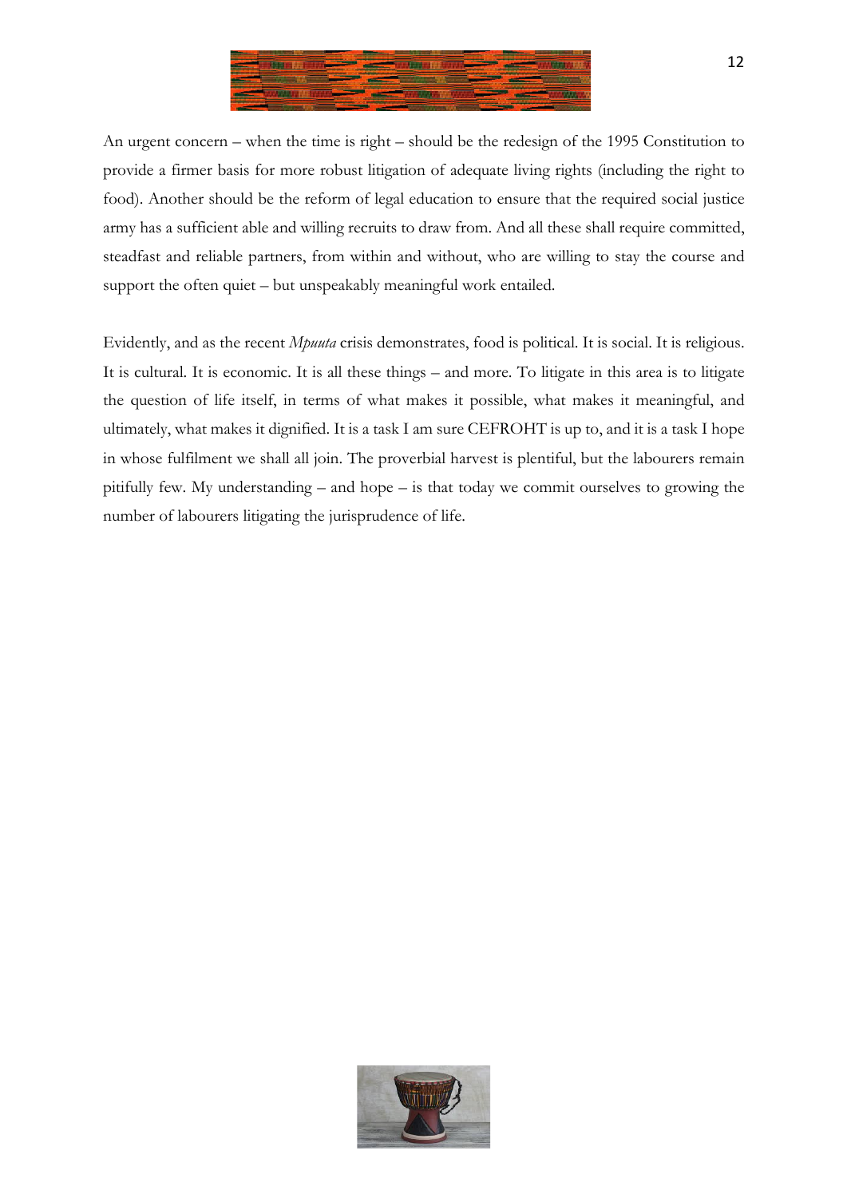An urgent concern – when the time is right – should be the redesign of the 1995 Constitution to provide a firmer basis for more robust litigation of adequate living rights (including the right to food). Another should be the reform of legal education to ensure that the required social justice army has a sufficient able and willing recruits to draw from. And all these shall require committed, steadfast and reliable partners, from within and without, who are willing to stay the course and support the often quiet – but unspeakably meaningful work entailed.

Evidently, and as the recent *Mpuuta* crisis demonstrates, food is political. It is social. It is religious. It is cultural. It is economic. It is all these things – and more. To litigate in this area is to litigate the question of life itself, in terms of what makes it possible, what makes it meaningful, and ultimately, what makes it dignified. It is a task I am sure CEFROHT is up to, and it is a task I hope in whose fulfilment we shall all join. The proverbial harvest is plentiful, but the labourers remain pitifully few. My understanding – and hope – is that today we commit ourselves to growing the number of labourers litigating the jurisprudence of life.